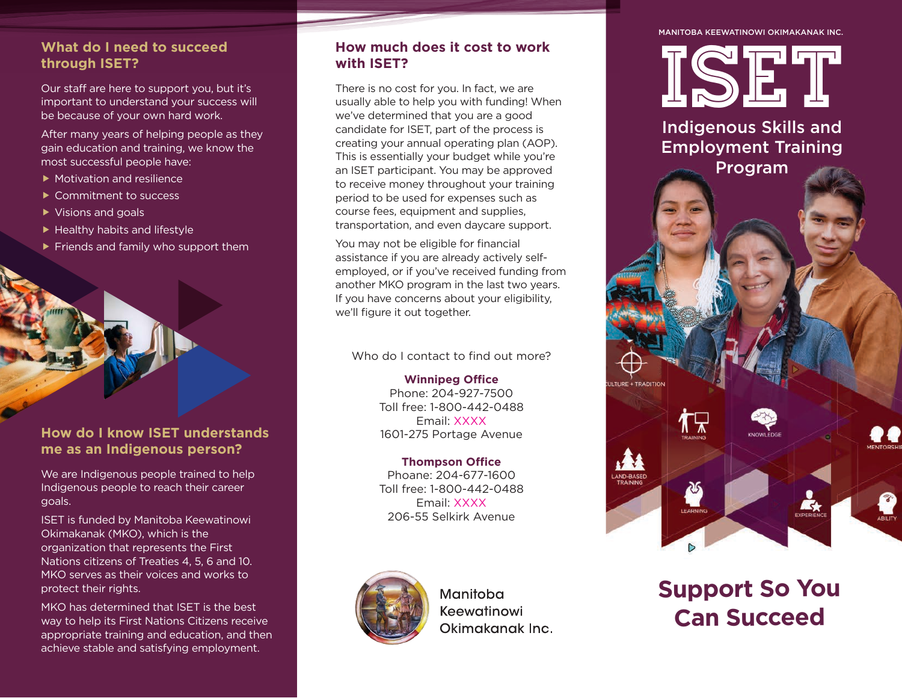## What do I need to succeed through ISET?

Our staff are here to support you, but it's important to understand your success will be because of your own hard work.

After many years of helping people as they gain education and training, we know the most successful people have:

- Motivation and resilience
- Commitment to success
- Visions and goals
- Healthy habits and lifestyle
- Friends and family who support them

## How do I know ISET understands me as an Indigenous person?

We are Indigenous people trained to help Indigenous people to reach their career goals.

ISET is funded by Manitoba Keewatinowi Okimakanak (MKO), which is the organization that represents the First Nations citizens of Treaties 4, 5, 6 and 10. MKO serves as their voices and works to protect their rights.

MKO has determined that ISET is the best way to help its First Nations Citizens receive appropriate training and education, and then achieve stable and satisfying employment.

## How much does it cost to work with ISET?

There is no cost for you. In fact, we are usually able to help you with funding! When we've determined that you are a good candidate for ISET, part of the process is creating your annual operating plan (AOP). This is essentially your budget while you're an ISET participant. You may be approved to receive money throughout your training period to be used for expenses such as course fees, equipment and supplies, transportation, and even daycare support.

You may not be eligible for financial assistance if you are already actively self-employed, or if you've received funding from another MKO program in the last two years. If you have concerns about your eligibility, we'll figure it out together.

Who do I contact to find out more?

**Winnipeg Office**
Phone: 204-927-7500
Toll free: 1-800-442-0488
Email: XXXX
1601-275 Portage Avenue

**Thompson Office**
Phoane: 204-677-1600
Toll free: 1-800-442-0488
Email: XXXX
206-55 Selkirk Avenue

Manitoba Keewatinowi Okimakanak Inc.

MANITOBA KEEWATINOWI OKIMAKANAK INC.

# ISET

## Indigenous Skills and Employment Training Program

CULTURE + TRADITION | TRAINING | KNOWLEDGE | MENTORSHIP | LAND-BASED TRAINING | LEARNING | EXPERIENCE | ABILITY

## Support So You Can Succeed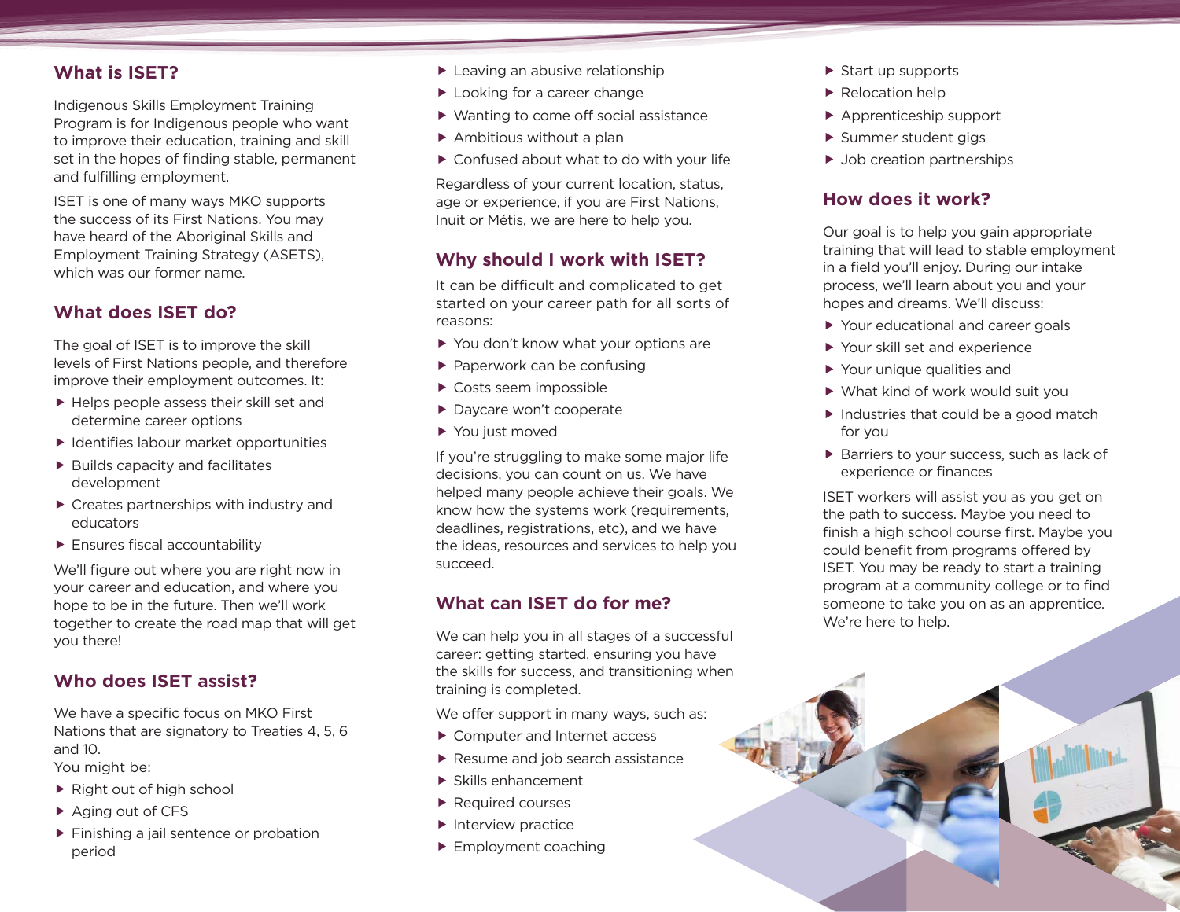## What is ISET?

Indigenous Skills Employment Training Program is for Indigenous people who want to improve their education, training and skill set in the hopes of finding stable, permanent and fulfilling employment.

ISET is one of many ways MKO supports the success of its First Nations. You may have heard of the Aboriginal Skills and Employment Training Strategy (ASETS), which was our former name.

## What does ISET do?

The goal of ISET is to improve the skill levels of First Nations people, and therefore improve their employment outcomes. It:

- Helps people assess their skill set and determine career options
- Identifies labour market opportunities
- Builds capacity and facilitates development
- Creates partnerships with industry and educators
- Ensures fiscal accountability

We'll figure out where you are right now in your career and education, and where you hope to be in the future. Then we'll work together to create the road map that will get you there!

## Who does ISET assist?

We have a specific focus on MKO First Nations that are signatory to Treaties 4, 5, 6 and 10.
You might be:

- Right out of high school
- Aging out of CFS
- Finishing a jail sentence or probation period
- Leaving an abusive relationship
- Looking for a career change
- Wanting to come off social assistance
- Ambitious without a plan
- Confused about what to do with your life

Regardless of your current location, status, age or experience, if you are First Nations, Inuit or Métis, we are here to help you.

## Why should I work with ISET?

It can be difficult and complicated to get started on your career path for all sorts of reasons:

- You don't know what your options are
- Paperwork can be confusing
- Costs seem impossible
- Daycare won't cooperate
- You just moved

If you're struggling to make some major life decisions, you can count on us. We have helped many people achieve their goals. We know how the systems work (requirements, deadlines, registrations, etc), and we have the ideas, resources and services to help you succeed.

## What can ISET do for me?

We can help you in all stages of a successful career: getting started, ensuring you have the skills for success, and transitioning when training is completed.

We offer support in many ways, such as:

- Computer and Internet access
- Resume and job search assistance
- Skills enhancement
- Required courses
- Interview practice
- Employment coaching
- Start up supports
- Relocation help
- Apprenticeship support
- Summer student gigs
- Job creation partnerships

## How does it work?

Our goal is to help you gain appropriate training that will lead to stable employment in a field you'll enjoy. During our intake process, we'll learn about you and your hopes and dreams. We'll discuss:

- Your educational and career goals
- Your skill set and experience
- Your unique qualities and
- What kind of work would suit you
- Industries that could be a good match for you
- Barriers to your success, such as lack of experience or finances

ISET workers will assist you as you get on the path to success. Maybe you need to finish a high school course first. Maybe you could benefit from programs offered by ISET. You may be ready to start a training program at a community college or to find someone to take you on as an apprentice. We're here to help.